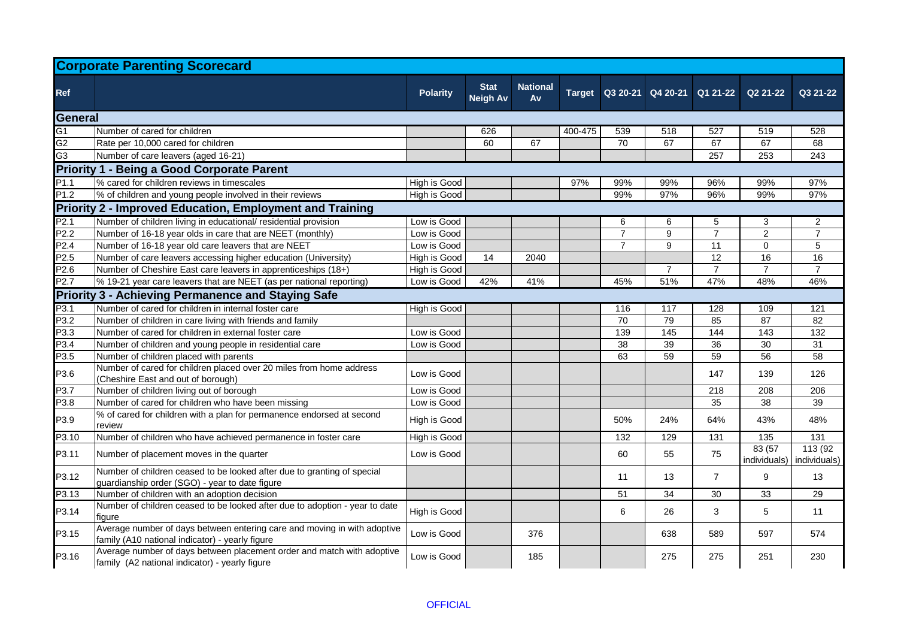## Corporate Parenting Scorecard

| Ref | | Polarity | Stat Neigh Av | National Av | Target | Q3 20-21 | Q4 20-21 | Q1 21-22 | Q2 21-22 | Q3 21-22 |
|---|---|---|---|---|---|---|---|---|---|---|
| **General** | | | | | | | | | | |
| G1 | Number of cared for children | | 626 | | 400-475 | 539 | 518 | 527 | 519 | 528 |
| G2 | Rate per 10,000 cared for children | | 60 | 67 | | 70 | 67 | 67 | 67 | 68 |
| G3 | Number of care leavers (aged 16-21) | | | | | | | 257 | 253 | 243 |
| **Priority 1 - Being a Good Corporate Parent** | | | | | | | | | | |
| P1.1 | % cared for children reviews in timescales | High is Good | | | 97% | 99% | 99% | 96% | 99% | 97% |
| P1.2 | % of children and young people involved in their reviews | High is Good | | | | 99% | 97% | 96% | 99% | 97% |
| **Priority 2 - Improved Education, Employment and Training** | | | | | | | | | | |
| P2.1 | Number of children living in educational/ residential provision | Low is Good | | | | 6 | 6 | 5 | 3 | 2 |
| P2.2 | Number of 16-18 year olds in care that are NEET (monthly) | Low is Good | | | | 7 | 9 | 7 | 2 | 7 |
| P2.4 | Number of 16-18 year old care leavers that are NEET | Low is Good | | | | 7 | 9 | 11 | 0 | 5 |
| P2.5 | Number of care leavers accessing higher education (University) | High is Good | 14 | 2040 | | | | 12 | 16 | 16 |
| P2.6 | Number of Cheshire East care leavers in apprenticeships (18+) | High is Good | | | | | 7 | 7 | 7 | 7 |
| P2.7 | % 19-21 year care leavers that are NEET (as per national reporting) | Low is Good | 42% | 41% | | 45% | 51% | 47% | 48% | 46% |
| **Priority 3 - Achieving Permanence and Staying Safe** | | | | | | | | | | |
| P3.1 | Number of cared for children in internal foster care | High is Good | | | | 116 | 117 | 128 | 109 | 121 |
| P3.2 | Number of children in care living with friends and family | | | | | 70 | 79 | 85 | 87 | 82 |
| P3.3 | Number of cared for children in external foster care | Low is Good | | | | 139 | 145 | 144 | 143 | 132 |
| P3.4 | Number of children and young people in residential care | Low is Good | | | | 38 | 39 | 36 | 30 | 31 |
| P3.5 | Number of children placed with parents | | | | | 63 | 59 | 59 | 56 | 58 |
| P3.6 | Number of cared for children placed over 20 miles from home address (Cheshire East and out of borough) | Low is Good | | | | | | 147 | 139 | 126 |
| P3.7 | Number of children living out of borough | Low is Good | | | | | | 218 | 208 | 206 |
| P3.8 | Number of cared for children who have been missing | Low is Good | | | | | | 35 | 38 | 39 |
| P3.9 | % of cared for children with a plan for permanence endorsed at second review | High is Good | | | | 50% | 24% | 64% | 43% | 48% |
| P3.10 | Number of children who have achieved permanence in foster care | High is Good | | | | 132 | 129 | 131 | 135 | 131 |
| P3.11 | Number of placement moves in the quarter | Low is Good | | | | 60 | 55 | 75 | 83 (57 individuals) | 113 (92 individuals) |
| P3.12 | Number of children ceased to be looked after due to granting of special guardianship order (SGO) - year to date figure | | | | | 11 | 13 | 7 | 9 | 13 |
| P3.13 | Number of children with an adoption decision | | | | | 51 | 34 | 30 | 33 | 29 |
| P3.14 | Number of children ceased to be looked after due to adoption - year to date figure | High is Good | | | | 6 | 26 | 3 | 5 | 11 |
| P3.15 | Average number of days between entering care and moving in with adoptive family (A10 national indicator) - yearly figure | Low is Good | | 376 | | | 638 | 589 | 597 | 574 |
| P3.16 | Average number of days between placement order and match with adoptive family (A2 national indicator) - yearly figure | Low is Good | | 185 | | | 275 | 275 | 251 | 230 |

OFFICIAL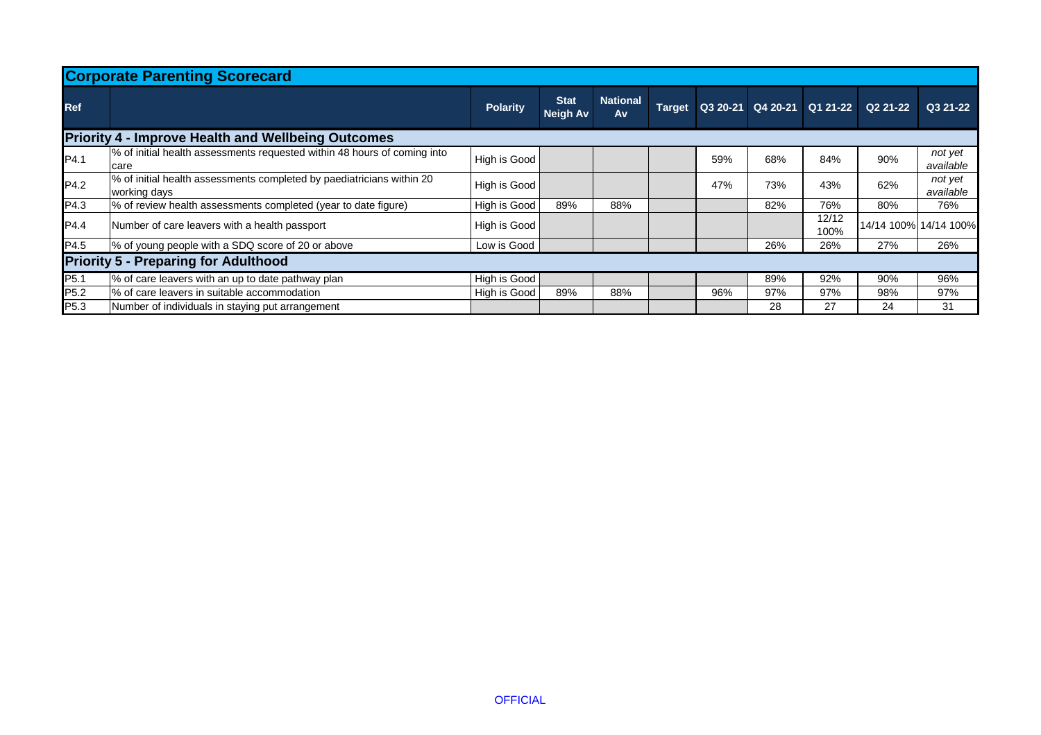## Corporate Parenting Scorecard

| Ref | | Polarity | Stat Neigh Av | National Av | Target | Q3 20-21 | Q4 20-21 | Q1 21-22 | Q2 21-22 | Q3 21-22 |
|---|---|---|---|---|---|---|---|---|---|---|
| **Priority 4 - Improve Health and Wellbeing Outcomes** | | | | | | | | | | |
| P4.1 | % of initial health assessments requested within 48 hours of coming into care | High is Good | | | | 59% | 68% | 84% | 90% | *not yet available* |
| P4.2 | % of initial health assessments completed by paediatricians within 20 working days | High is Good | | | | 47% | 73% | 43% | 62% | *not yet available* |
| P4.3 | % of review health assessments completed (year to date figure) | High is Good | 89% | 88% | | | 82% | 76% | 80% | 76% |
| P4.4 | Number of care leavers with a health passport | High is Good | | | | | | 12/12 100% | 14/14 100% | 14/14 100% |
| P4.5 | % of young people with a SDQ score of 20 or above | Low is Good | | | | | 26% | 26% | 27% | 26% |
| **Priority 5 - Preparing for Adulthood** | | | | | | | | | | |
| P5.1 | % of care leavers with an up to date pathway plan | High is Good | | | | | 89% | 92% | 90% | 96% |
| P5.2 | % of care leavers in suitable accommodation | High is Good | 89% | 88% | | 96% | 97% | 97% | 98% | 97% |
| P5.3 | Number of individuals in staying put arrangement | | | | | | 28 | 27 | 24 | 31 |

OFFICIAL